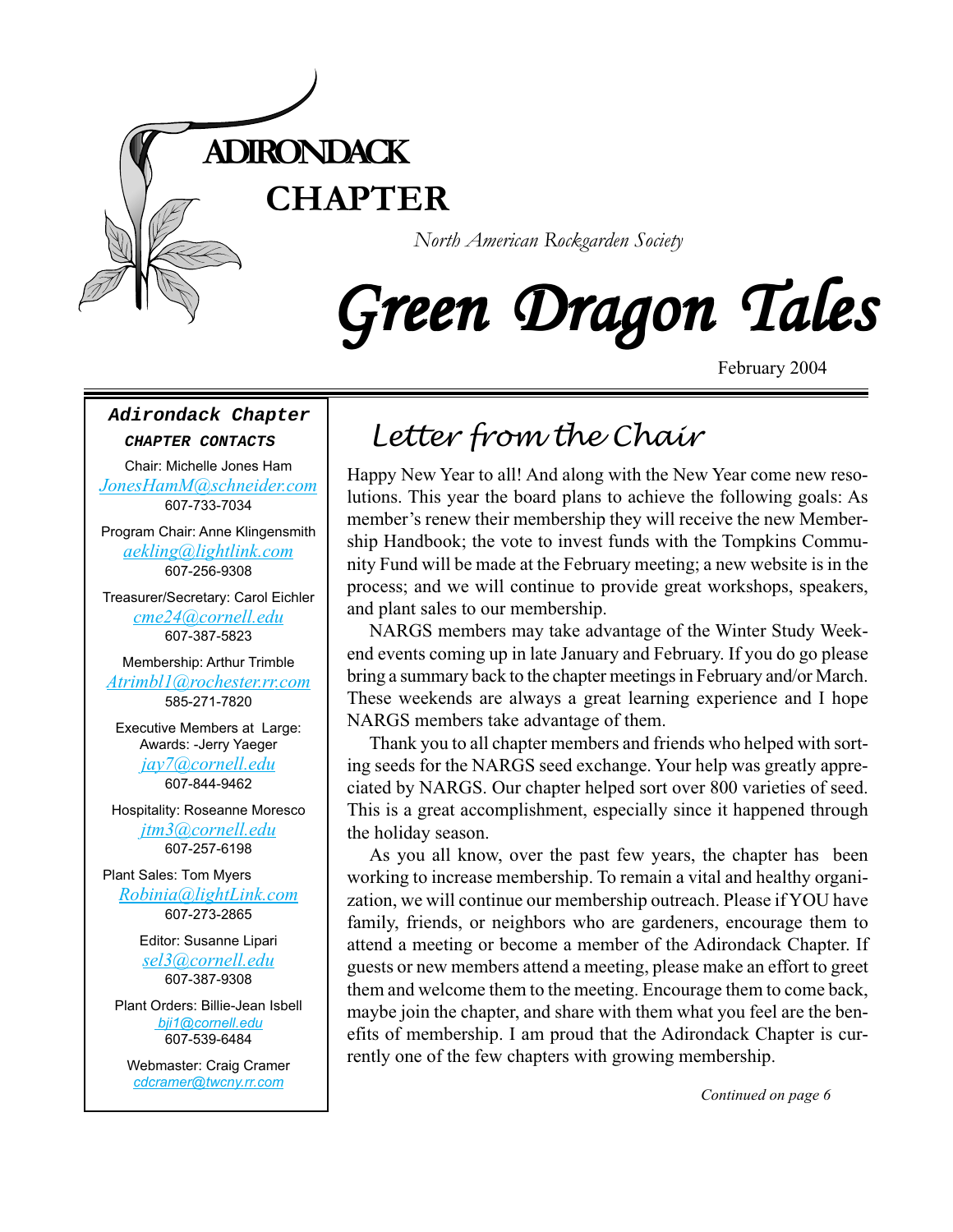# ADIRONDACK CHAPTER

*North American Rockgarden Society*

# Green Dragon Tales

February 2004

## Letter from the Chair

Happy New Year to all! And along with the New Year come new resolutions. This year the board plans to achieve the following goals: As member's renew their membership they will receive the new Membership Handbook; the vote to invest funds with the Tompkins Community Fund will be made at the February meeting; a new website is in the process; and we will continue to provide great workshops, speakers, and plant sales to our membership.

NARGS members may take advantage of the Winter Study Weekend events coming up in late January and February. If you do go please bring a summary back to the chapter meetings in February and/or March. These weekends are always a great learning experience and I hope NARGS members take advantage of them.

Thank you to all chapter members and friends who helped with sorting seeds for the NARGS seed exchange. Your help was greatly appreciated by NARGS. Our chapter helped sort over 800 varieties of seed. This is a great accomplishment, especially since it happened through the holiday season.

As you all know, over the past few years, the chapter has been working to increase membership. To remain a vital and healthy organization, we will continue our membership outreach. Please if YOU have family, friends, or neighbors who are gardeners, encourage them to attend a meeting or become a member of the Adirondack Chapter. If guests or new members attend a meeting, please make an effort to greet them and welcome them to the meeting. Encourage them to come back, maybe join the chapter, and share with them what you feel are the benefits of membership. I am proud that the Adirondack Chapter is currently one of the few chapters with growing membership.

*Continued on page 6*

---

**Adirondack Chapter**

***CHAPTER CONTACTS***

Chair: Michelle Jones Ham
JonesHamM@schneider.com
607-733-7034

Program Chair: Anne Klingensmith
aekling@lightlink.com
607-256-9308

Treasurer/Secretary: Carol Eichler
cme24@cornell.edu
607-387-5823

Membership: Arthur Trimble
Atrimbl1@rochester.rr.com
585-271-7820

Executive Members at Large:
Awards: -Jerry Yaeger
jay7@cornell.edu
607-844-9462

Hospitality: Roseanne Moresco
jtm3@cornell.edu
607-257-6198

Plant Sales: Tom Myers
Robinia@lightLink.com
607-273-2865

Editor: Susanne Lipari
sel3@cornell.edu
607-387-9308

Plant Orders: Billie-Jean Isbell
bji1@cornell.edu
607-539-6484

Webmaster: Craig Cramer
cdcramer@twcny.rr.com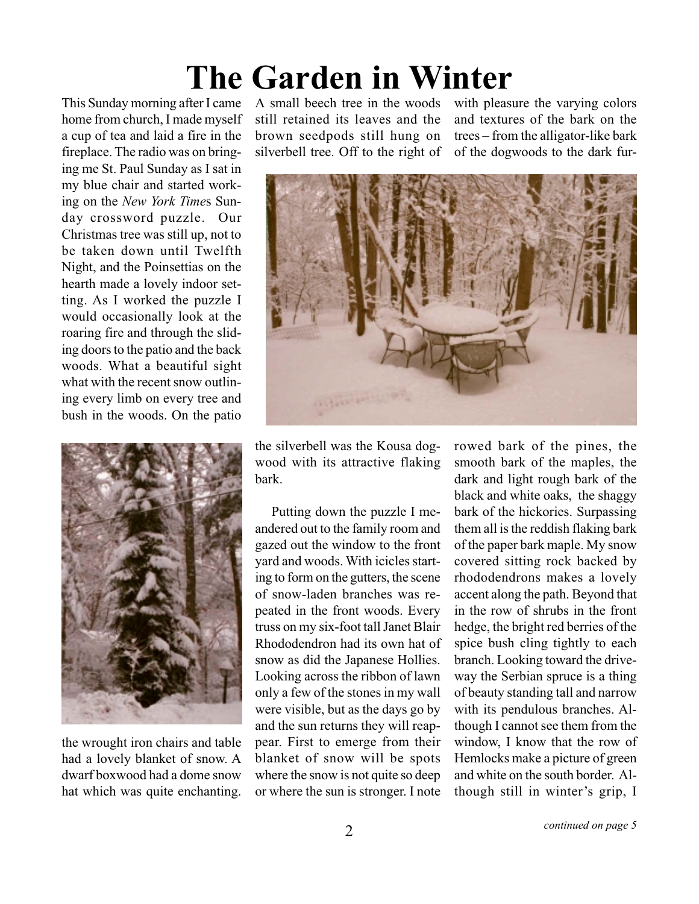# The Garden in Winter

This Sunday morning after I came home from church, I made myself a cup of tea and laid a fire in the fireplace. The radio was on bringing me St. Paul Sunday as I sat in my blue chair and started working on the *New York Time*s Sunday crossword puzzle. Our Christmas tree was still up, not to be taken down until Twelfth Night, and the Poinsettias on the hearth made a lovely indoor setting. As I worked the puzzle I would occasionally look at the roaring fire and through the sliding doors to the patio and the back woods. What a beautiful sight what with the recent snow outlining every limb on every tree and bush in the woods. On the patio the wrought iron chairs and table had a lovely blanket of snow. A dwarf boxwood had a dome snow hat which was quite enchanting. A small beech tree in the woods still retained its leaves and the brown seedpods still hung on silverbell tree. Off to the right of the silverbell was the Kousa dogwood with its attractive flaking bark.

Putting down the puzzle I meandered out to the family room and gazed out the window to the front yard and woods. With icicles starting to form on the gutters, the scene of snow-laden branches was repeated in the front woods. Every truss on my six-foot tall Janet Blair Rhododendron had its own hat of snow as did the Japanese Hollies. Looking across the ribbon of lawn only a few of the stones in my wall were visible, but as the days go by and the sun returns they will reappear. First to emerge from their blanket of snow will be spots where the snow is not quite so deep or where the sun is stronger. I note with pleasure the varying colors and textures of the bark on the trees – from the alligator-like bark of the dogwoods to the dark furrowed bark of the pines, the smooth bark of the maples, the dark and light rough bark of the black and white oaks, the shaggy bark of the hickories. Surpassing them all is the reddish flaking bark of the paper bark maple. My snow covered sitting rock backed by rhododendrons makes a lovely accent along the path. Beyond that in the row of shrubs in the front hedge, the bright red berries of the spice bush cling tightly to each branch. Looking toward the driveway the Serbian spruce is a thing of beauty standing tall and narrow with its pendulous branches. Although I cannot see them from the window, I know that the row of Hemlocks make a picture of green and white on the south border. Although still in winter's grip, I

*continued on page 5*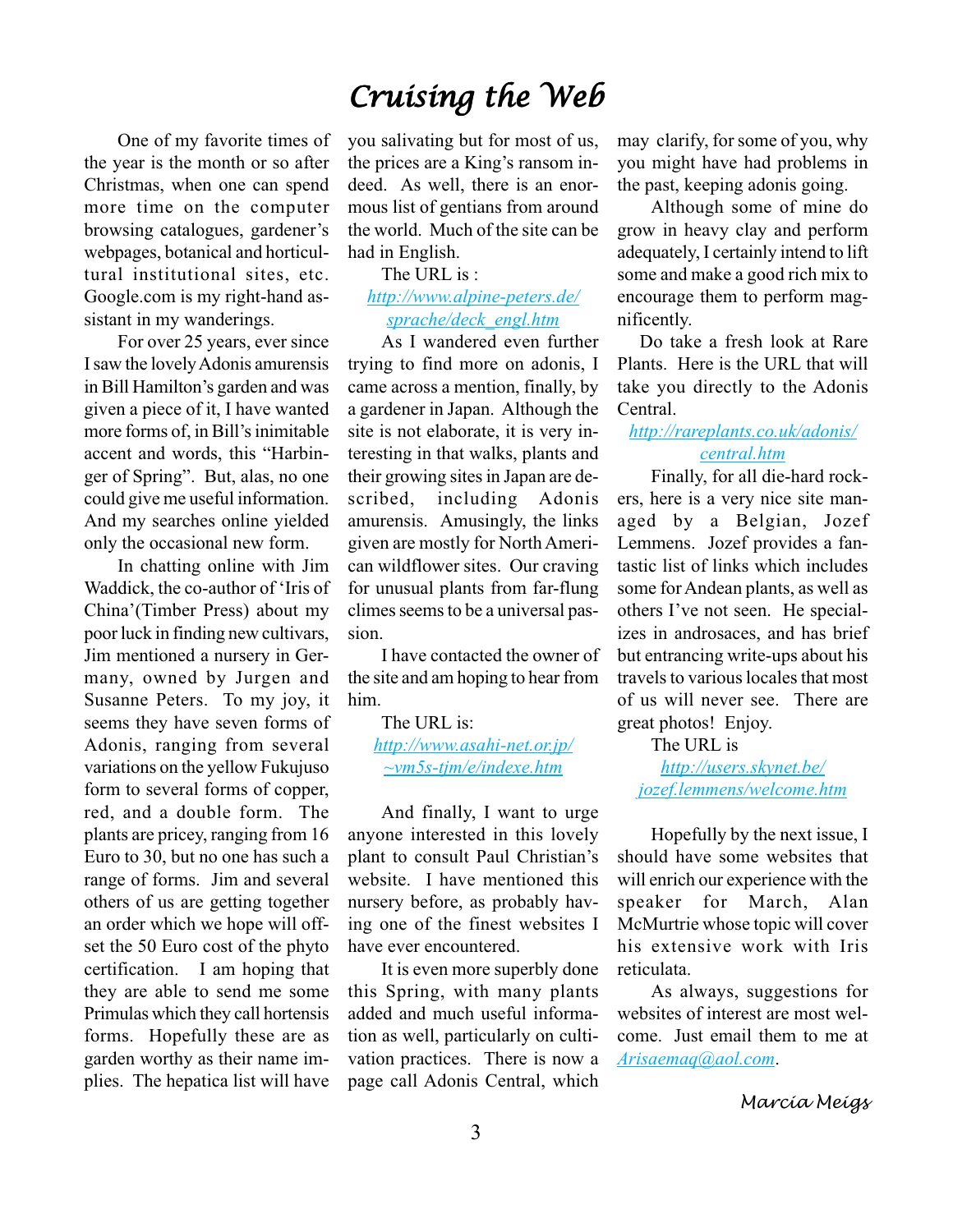# Cruising the Web

One of my favorite times of the year is the month or so after Christmas, when one can spend more time on the computer browsing catalogues, gardener's webpages, botanical and horticultural institutional sites, etc. Google.com is my right-hand assistant in my wanderings.

For over 25 years, ever since I saw the lovely Adonis amurensis in Bill Hamilton's garden and was given a piece of it, I have wanted more forms of, in Bill's inimitable accent and words, this "Harbinger of Spring". But, alas, no one could give me useful information. And my searches online yielded only the occasional new form.

In chatting online with Jim Waddick, the co-author of 'Iris of China'(Timber Press) about my poor luck in finding new cultivars, Jim mentioned a nursery in Germany, owned by Jurgen and Susanne Peters. To my joy, it seems they have seven forms of Adonis, ranging from several variations on the yellow Fukujuso form to several forms of copper, red, and a double form. The plants are pricey, ranging from 16 Euro to 30, but no one has such a range of forms. Jim and several others of us are getting together an order which we hope will offset the 50 Euro cost of the phyto certification. I am hoping that they are able to send me some Primulas which they call hortensis forms. Hopefully these are as garden worthy as their name implies. The hepatica list will have you salivating but for most of us, the prices are a King's ransom indeed. As well, there is an enormous list of gentians from around the world. Much of the site can be had in English.

The URL is :

http://www.alpine-peters.de/sprache/deck_engl.htm

As I wandered even further trying to find more on adonis, I came across a mention, finally, by a gardener in Japan. Although the site is not elaborate, it is very interesting in that walks, plants and their growing sites in Japan are described, including Adonis amurensis. Amusingly, the links given are mostly for North American wildflower sites. Our craving for unusual plants from far-flung climes seems to be a universal passion.

I have contacted the owner of the site and am hoping to hear from him.

The URL is:

http://www.asahi-net.or.jp/~vm5s-tjm/e/indexe.htm

And finally, I want to urge anyone interested in this lovely plant to consult Paul Christian's website. I have mentioned this nursery before, as probably having one of the finest websites I have ever encountered.

It is even more superbly done this Spring, with many plants added and much useful information as well, particularly on cultivation practices. There is now a page call Adonis Central, which may clarify, for some of you, why you might have had problems in the past, keeping adonis going.

Although some of mine do grow in heavy clay and perform adequately, I certainly intend to lift some and make a good rich mix to encourage them to perform magnificently.

Do take a fresh look at Rare Plants. Here is the URL that will take you directly to the Adonis Central.

http://rareplants.co.uk/adonis/central.htm

Finally, for all die-hard rockers, here is a very nice site managed by a Belgian, Jozef Lemmens. Jozef provides a fantastic list of links which includes some for Andean plants, as well as others I've not seen. He specializes in androsaces, and has brief but entrancing write-ups about his travels to various locales that most of us will never see. There are great photos! Enjoy.

The URL is

http://users.skynet.be/jozef.lemmens/welcome.htm

Hopefully by the next issue, I should have some websites that will enrich our experience with the speaker for March, Alan McMurtrie whose topic will cover his extensive work with Iris reticulata.

As always, suggestions for websites of interest are most welcome. Just email them to me at Arisaemaq@aol.com.

*Marcia Meigs*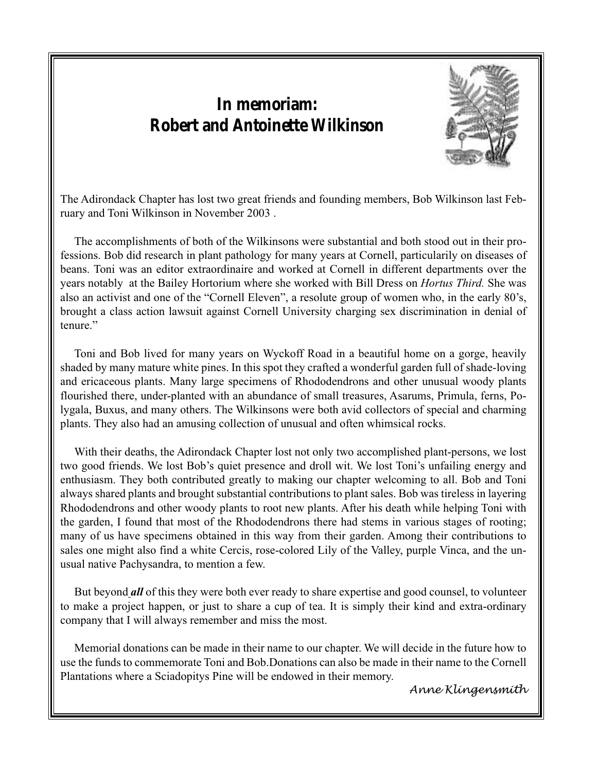# In memoriam: Robert and Antoinette Wilkinson

The Adirondack Chapter has lost two great friends and founding members, Bob Wilkinson last February and Toni Wilkinson in November 2003 .

The accomplishments of both of the Wilkinsons were substantial and both stood out in their professions. Bob did research in plant pathology for many years at Cornell, particularily on diseases of beans. Toni was an editor extraordinaire and worked at Cornell in different departments over the years notably at the Bailey Hortorium where she worked with Bill Dress on *Hortus Third.* She was also an activist and one of the "Cornell Eleven", a resolute group of women who, in the early 80's, brought a class action lawsuit against Cornell University charging sex discrimination in denial of tenure."

Toni and Bob lived for many years on Wyckoff Road in a beautiful home on a gorge, heavily shaded by many mature white pines. In this spot they crafted a wonderful garden full of shade-loving and ericaceous plants. Many large specimens of Rhododendrons and other unusual woody plants flourished there, under-planted with an abundance of small treasures, Asarums, Primula, ferns, Polygala, Buxus, and many others. The Wilkinsons were both avid collectors of special and charming plants. They also had an amusing collection of unusual and often whimsical rocks.

With their deaths, the Adirondack Chapter lost not only two accomplished plant-persons, we lost two good friends. We lost Bob's quiet presence and droll wit. We lost Toni's unfailing energy and enthusiasm. They both contributed greatly to making our chapter welcoming to all. Bob and Toni always shared plants and brought substantial contributions to plant sales. Bob was tireless in layering Rhododendrons and other woody plants to root new plants. After his death while helping Toni with the garden, I found that most of the Rhododendrons there had stems in various stages of rooting; many of us have specimens obtained in this way from their garden. Among their contributions to sales one might also find a white Cercis, rose-colored Lily of the Valley, purple Vinca, and the unusual native Pachysandra, to mention a few.

But beyond ***all*** of this they were both ever ready to share expertise and good counsel, to volunteer to make a project happen, or just to share a cup of tea. It is simply their kind and extra-ordinary company that I will always remember and miss the most.

Memorial donations can be made in their name to our chapter. We will decide in the future how to use the funds to commemorate Toni and Bob.Donations can also be made in their name to the Cornell Plantations where a Sciadopitys Pine will be endowed in their memory.

*Anne Klingensmith*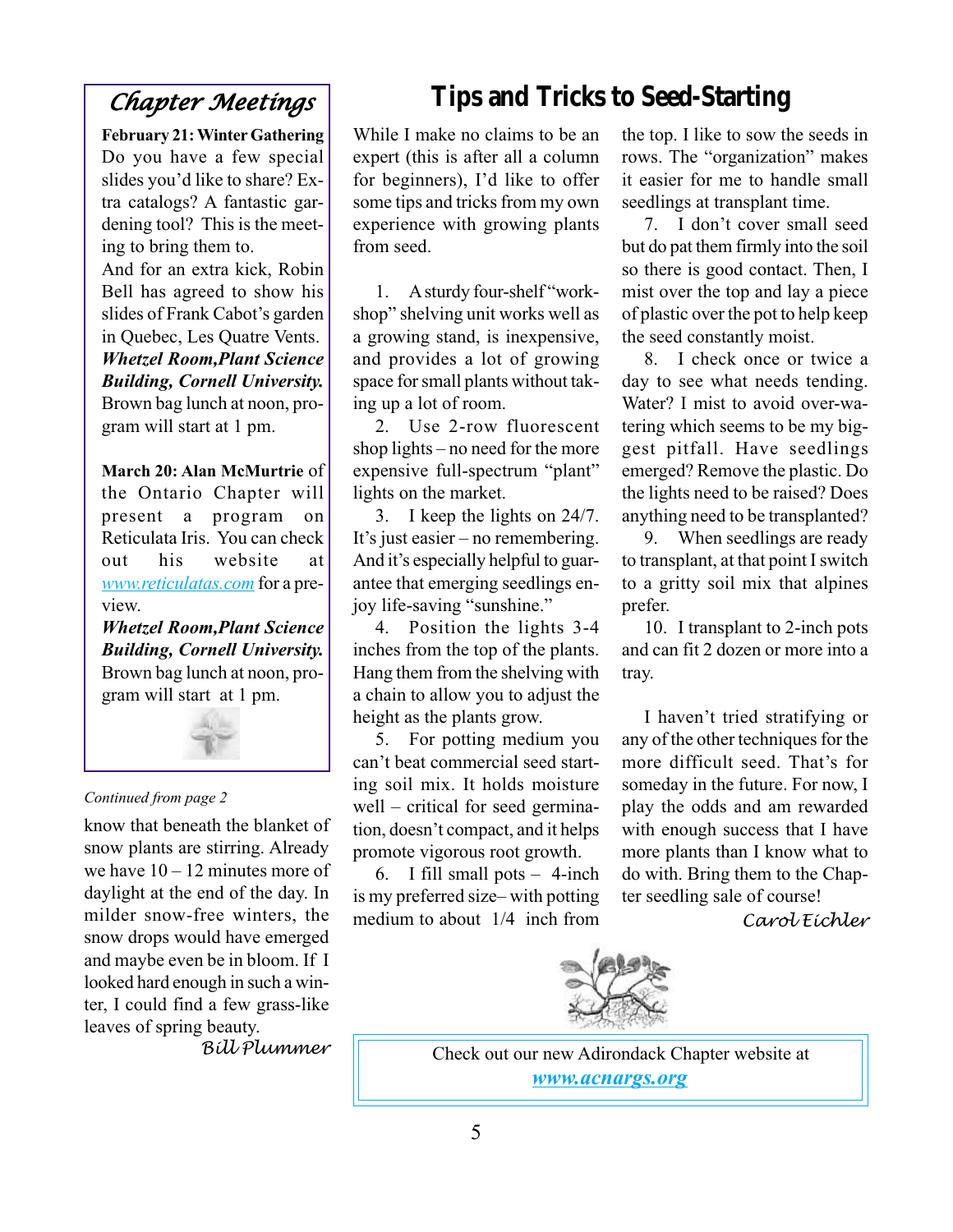## Chapter Meetings

**February 21: Winter Gathering** Do you have a few special slides you'd like to share? Extra catalogs? A fantastic gardening tool? This is the meeting to bring them to.

And for an extra kick, Robin Bell has agreed to show his slides of Frank Cabot's garden in Quebec, Les Quatre Vents.

***Whetzel Room,Plant Science Building, Cornell University.*** Brown bag lunch at noon, program will start at 1 pm.

**March 20: Alan McMurtrie** of the Ontario Chapter will present a program on Reticulata Iris. You can check out his website at www.reticulatas.com for a preview.

***Whetzel Room,Plant Science Building, Cornell University.*** Brown bag lunch at noon, program will start at 1 pm.

*Continued from page 2*

know that beneath the blanket of snow plants are stirring. Already we have 10 – 12 minutes more of daylight at the end of the day. In milder snow-free winters, the snow drops would have emerged and maybe even be in bloom. If I looked hard enough in such a winter, I could find a few grass-like leaves of spring beauty.

*Bill Plummer*

# Tips and Tricks to Seed-Starting

While I make no claims to be an expert (this is after all a column for beginners), I'd like to offer some tips and tricks from my own experience with growing plants from seed.

1. A sturdy four-shelf "workshop" shelving unit works well as a growing stand, is inexpensive, and provides a lot of growing space for small plants without taking up a lot of room.
2. Use 2-row fluorescent shop lights – no need for the more expensive full-spectrum "plant" lights on the market.
3. I keep the lights on 24/7. It's just easier – no remembering. And it's especially helpful to guarantee that emerging seedlings enjoy life-saving "sunshine."
4. Position the lights 3-4 inches from the top of the plants. Hang them from the shelving with a chain to allow you to adjust the height as the plants grow.
5. For potting medium you can't beat commercial seed starting soil mix. It holds moisture well – critical for seed germination, doesn't compact, and it helps promote vigorous root growth.
6. I fill small pots – 4-inch is my preferred size– with potting medium to about 1/4 inch from the top. I like to sow the seeds in rows. The "organization" makes it easier for me to handle small seedlings at transplant time.
7. I don't cover small seed but do pat them firmly into the soil so there is good contact. Then, I mist over the top and lay a piece of plastic over the pot to help keep the seed constantly moist.
8. I check once or twice a day to see what needs tending. Water? I mist to avoid over-watering which seems to be my biggest pitfall. Have seedlings emerged? Remove the plastic. Do the lights need to be raised? Does anything need to be transplanted?
9. When seedlings are ready to transplant, at that point I switch to a gritty soil mix that alpines prefer.
10. I transplant to 2-inch pots and can fit 2 dozen or more into a tray.

I haven't tried stratifying or any of the other techniques for the more difficult seed. That's for someday in the future. For now, I play the odds and am rewarded with enough success that I have more plants than I know what to do with. Bring them to the Chapter seedling sale of course!

*Carol Eichler*

Check out our new Adirondack Chapter website at ***www.acnargs.org***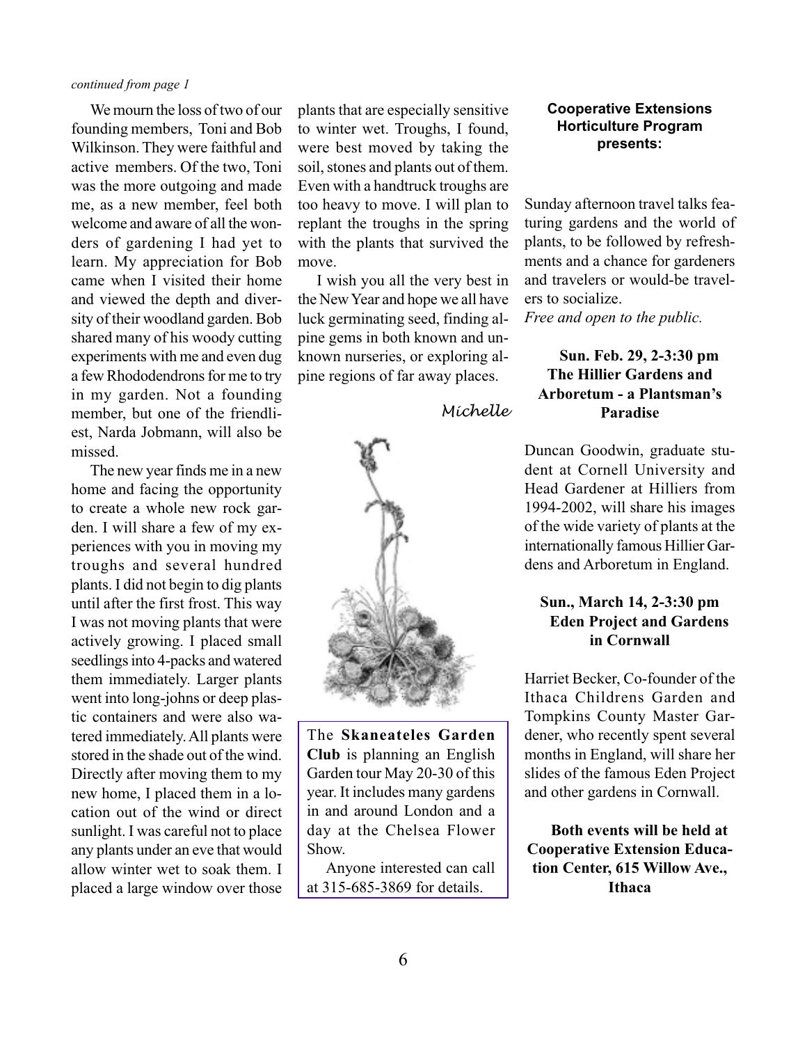*continued from page 1*

We mourn the loss of two of our founding members, Toni and Bob Wilkinson. They were faithful and active members. Of the two, Toni was the more outgoing and made me, as a new member, feel both welcome and aware of all the wonders of gardening I had yet to learn. My appreciation for Bob came when I visited their home and viewed the depth and diversity of their woodland garden. Bob shared many of his woody cutting experiments with me and even dug a few Rhododendrons for me to try in my garden. Not a founding member, but one of the friendliest, Narda Jobmann, will also be missed.

The new year finds me in a new home and facing the opportunity to create a whole new rock garden. I will share a few of my experiences with you in moving my troughs and several hundred plants. I did not begin to dig plants until after the first frost. This way I was not moving plants that were actively growing. I placed small seedlings into 4-packs and watered them immediately. Larger plants went into long-johns or deep plastic containers and were also watered immediately. All plants were stored in the shade out of the wind. Directly after moving them to my new home, I placed them in a location out of the wind or direct sunlight. I was careful not to place any plants under an eve that would allow winter wet to soak them. I placed a large window over those plants that are especially sensitive to winter wet. Troughs, I found, were best moved by taking the soil, stones and plants out of them. Even with a handtruck troughs are too heavy to move. I will plan to replant the troughs in the spring with the plants that survived the move.

I wish you all the very best in the New Year and hope we all have luck germinating seed, finding alpine gems in both known and unknown nurseries, or exploring alpine regions of far away places.

*Michelle*

The **Skaneateles Garden Club** is planning an English Garden tour May 20-30 of this year. It includes many gardens in and around London and a day at the Chelsea Flower Show.

Anyone interested can call at 315-685-3869 for details.

**Cooperative Extensions Horticulture Program presents:**

Sunday afternoon travel talks featuring gardens and the world of plants, to be followed by refreshments and a chance for gardeners and travelers or would-be travelers to socialize.

*Free and open to the public.*

**Sun. Feb. 29, 2-3:30 pm**
**The Hillier Gardens and Arboretum - a Plantsman's Paradise**

Duncan Goodwin, graduate student at Cornell University and Head Gardener at Hilliers from 1994-2002, will share his images of the wide variety of plants at the internationally famous Hillier Gardens and Arboretum in England.

**Sun., March 14, 2-3:30 pm**
**Eden Project and Gardens in Cornwall**

Harriet Becker, Co-founder of the Ithaca Childrens Garden and Tompkins County Master Gardener, who recently spent several months in England, will share her slides of the famous Eden Project and other gardens in Cornwall.

**Both events will be held at Cooperative Extension Education Center, 615 Willow Ave., Ithaca**